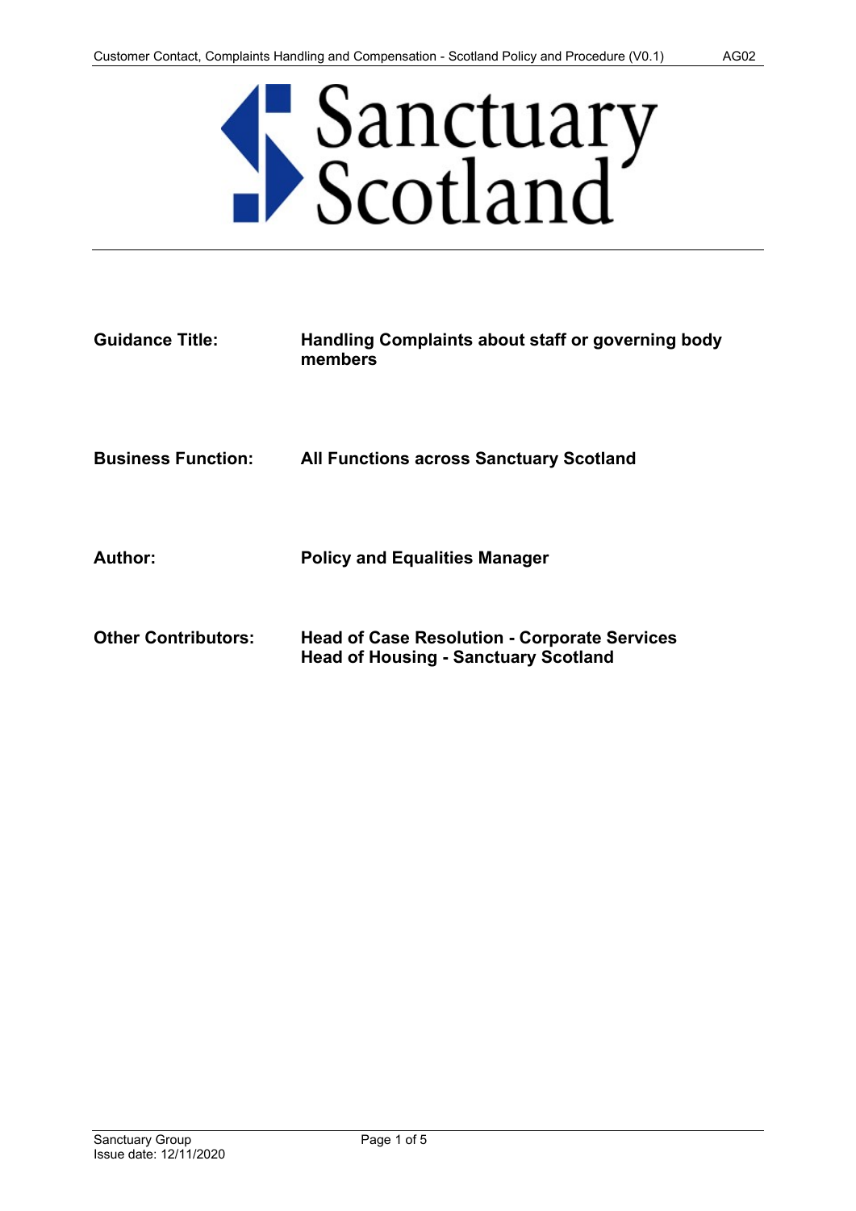Sanctuary Scotland

| | |
|---|---|
| **Guidance Title:** | **Handling Complaints about staff or governing body members** |
| **Business Function:** | **All Functions across Sanctuary Scotland** |
| **Author:** | **Policy and Equalities Manager** |
| **Other Contributors:** | **Head of Case Resolution - Corporate Services**<br>**Head of Housing - Sanctuary Scotland** |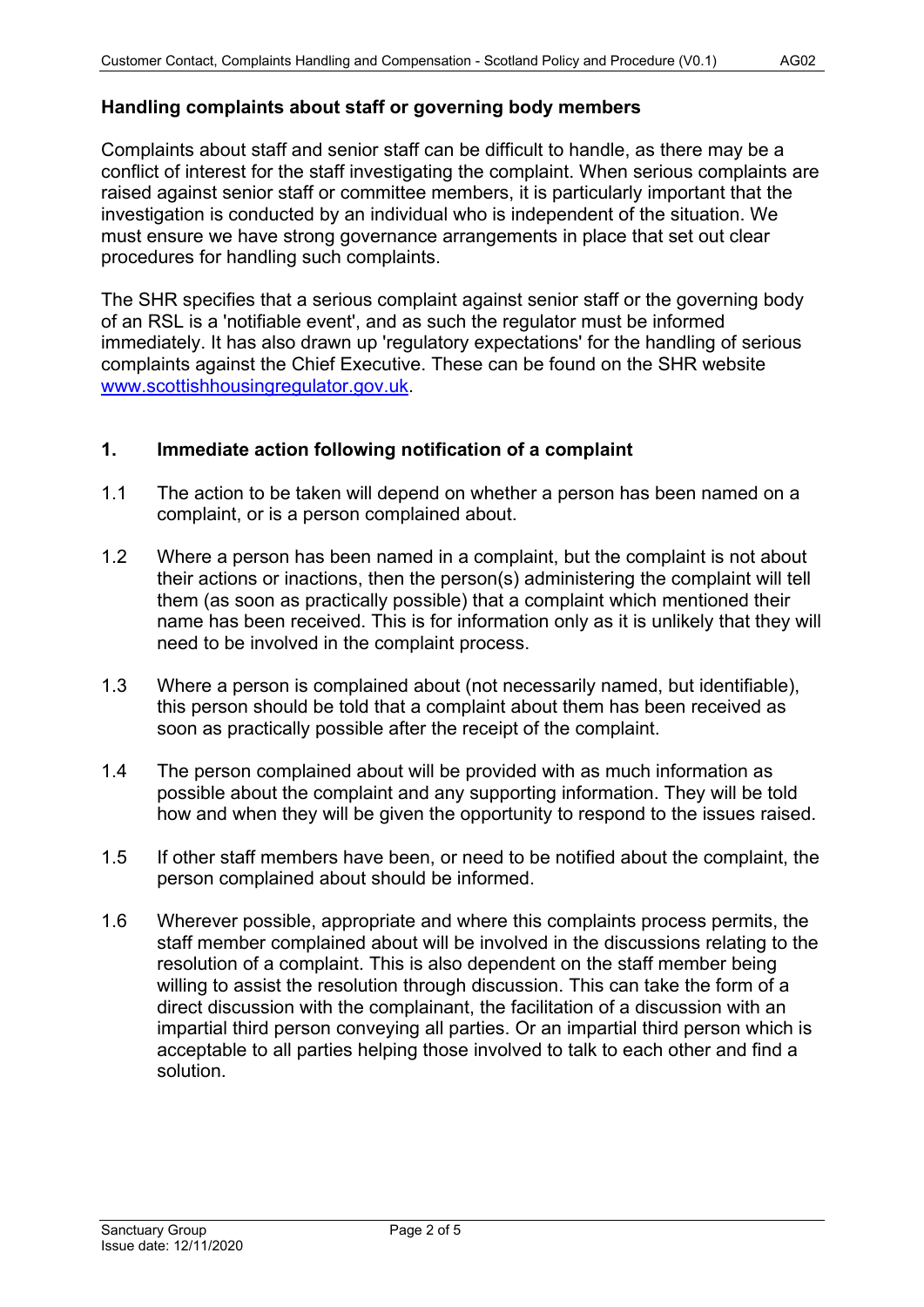**Handling complaints about staff or governing body members**

Complaints about staff and senior staff can be difficult to handle, as there may be a conflict of interest for the staff investigating the complaint. When serious complaints are raised against senior staff or committee members, it is particularly important that the investigation is conducted by an individual who is independent of the situation. We must ensure we have strong governance arrangements in place that set out clear procedures for handling such complaints.

The SHR specifies that a serious complaint against senior staff or the governing body of an RSL is a 'notifiable event', and as such the regulator must be informed immediately. It has also drawn up 'regulatory expectations' for the handling of serious complaints against the Chief Executive. These can be found on the SHR website www.scottishhousingregulator.gov.uk.

## 1. Immediate action following notification of a complaint

1.1 The action to be taken will depend on whether a person has been named on a complaint, or is a person complained about.

1.2 Where a person has been named in a complaint, but the complaint is not about their actions or inactions, then the person(s) administering the complaint will tell them (as soon as practically possible) that a complaint which mentioned their name has been received. This is for information only as it is unlikely that they will need to be involved in the complaint process.

1.3 Where a person is complained about (not necessarily named, but identifiable), this person should be told that a complaint about them has been received as soon as practically possible after the receipt of the complaint.

1.4 The person complained about will be provided with as much information as possible about the complaint and any supporting information. They will be told how and when they will be given the opportunity to respond to the issues raised.

1.5 If other staff members have been, or need to be notified about the complaint, the person complained about should be informed.

1.6 Wherever possible, appropriate and where this complaints process permits, the staff member complained about will be involved in the discussions relating to the resolution of a complaint. This is also dependent on the staff member being willing to assist the resolution through discussion. This can take the form of a direct discussion with the complainant, the facilitation of a discussion with an impartial third person conveying all parties. Or an impartial third person which is acceptable to all parties helping those involved to talk to each other and find a solution.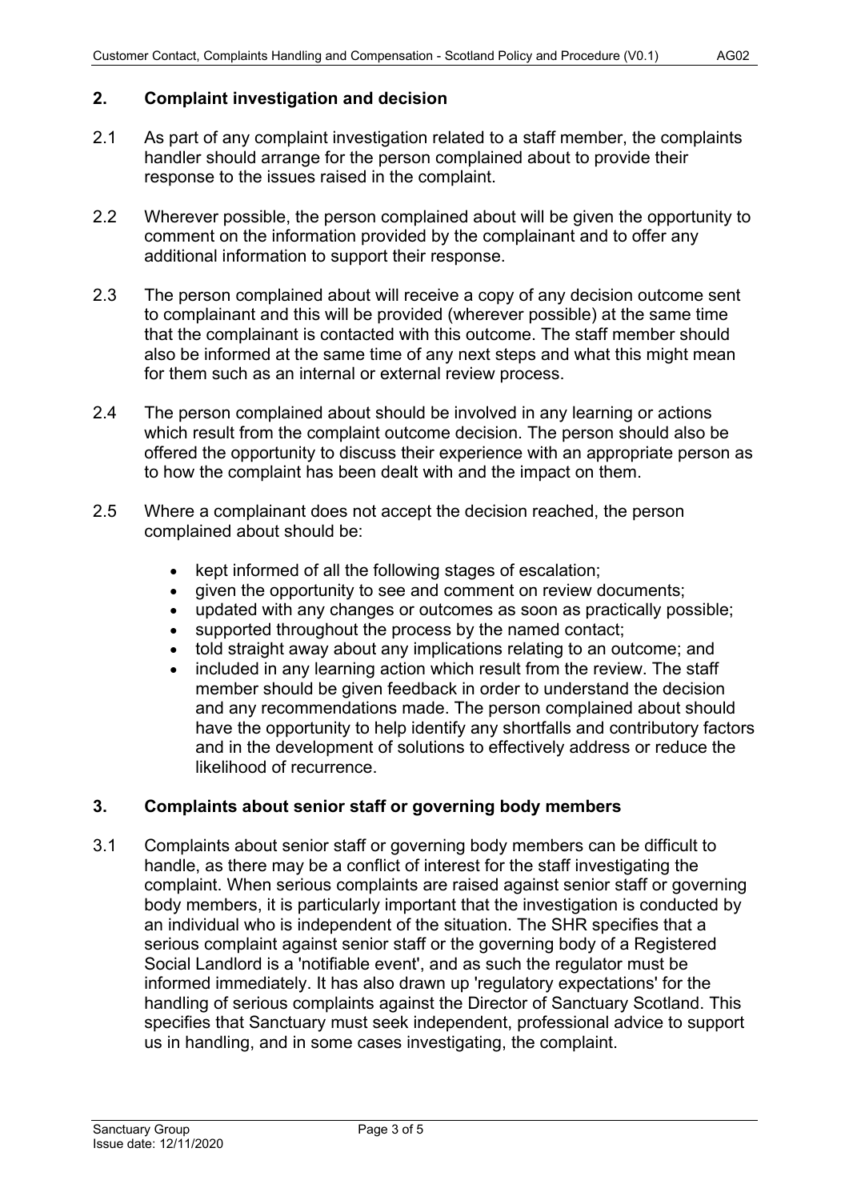## 2. Complaint investigation and decision

2.1 As part of any complaint investigation related to a staff member, the complaints handler should arrange for the person complained about to provide their response to the issues raised in the complaint.

2.2 Wherever possible, the person complained about will be given the opportunity to comment on the information provided by the complainant and to offer any additional information to support their response.

2.3 The person complained about will receive a copy of any decision outcome sent to complainant and this will be provided (wherever possible) at the same time that the complainant is contacted with this outcome. The staff member should also be informed at the same time of any next steps and what this might mean for them such as an internal or external review process.

2.4 The person complained about should be involved in any learning or actions which result from the complaint outcome decision. The person should also be offered the opportunity to discuss their experience with an appropriate person as to how the complaint has been dealt with and the impact on them.

2.5 Where a complainant does not accept the decision reached, the person complained about should be:

- kept informed of all the following stages of escalation;
- given the opportunity to see and comment on review documents;
- updated with any changes or outcomes as soon as practically possible;
- supported throughout the process by the named contact;
- told straight away about any implications relating to an outcome; and
- included in any learning action which result from the review. The staff member should be given feedback in order to understand the decision and any recommendations made. The person complained about should have the opportunity to help identify any shortfalls and contributory factors and in the development of solutions to effectively address or reduce the likelihood of recurrence.

## 3. Complaints about senior staff or governing body members

3.1 Complaints about senior staff or governing body members can be difficult to handle, as there may be a conflict of interest for the staff investigating the complaint. When serious complaints are raised against senior staff or governing body members, it is particularly important that the investigation is conducted by an individual who is independent of the situation. The SHR specifies that a serious complaint against senior staff or the governing body of a Registered Social Landlord is a 'notifiable event', and as such the regulator must be informed immediately. It has also drawn up 'regulatory expectations' for the handling of serious complaints against the Director of Sanctuary Scotland. This specifies that Sanctuary must seek independent, professional advice to support us in handling, and in some cases investigating, the complaint.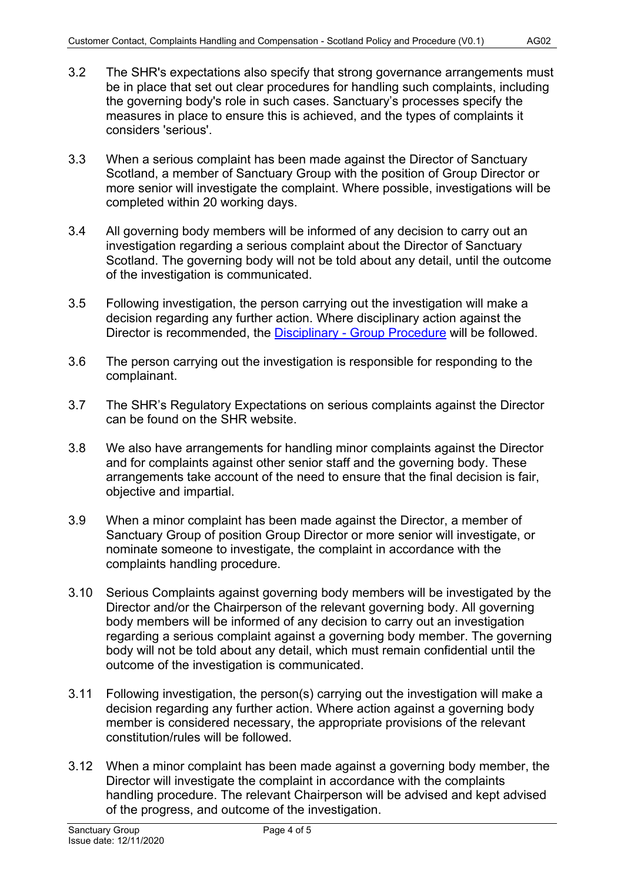3.2 The SHR's expectations also specify that strong governance arrangements must be in place that set out clear procedures for handling such complaints, including the governing body's role in such cases. Sanctuary's processes specify the measures in place to ensure this is achieved, and the types of complaints it considers 'serious'.

3.3 When a serious complaint has been made against the Director of Sanctuary Scotland, a member of Sanctuary Group with the position of Group Director or more senior will investigate the complaint. Where possible, investigations will be completed within 20 working days.

3.4 All governing body members will be informed of any decision to carry out an investigation regarding a serious complaint about the Director of Sanctuary Scotland. The governing body will not be told about any detail, until the outcome of the investigation is communicated.

3.5 Following investigation, the person carrying out the investigation will make a decision regarding any further action. Where disciplinary action against the Director is recommended, the Disciplinary - Group Procedure will be followed.

3.6 The person carrying out the investigation is responsible for responding to the complainant.

3.7 The SHR's Regulatory Expectations on serious complaints against the Director can be found on the SHR website.

3.8 We also have arrangements for handling minor complaints against the Director and for complaints against other senior staff and the governing body. These arrangements take account of the need to ensure that the final decision is fair, objective and impartial.

3.9 When a minor complaint has been made against the Director, a member of Sanctuary Group of position Group Director or more senior will investigate, or nominate someone to investigate, the complaint in accordance with the complaints handling procedure.

3.10 Serious Complaints against governing body members will be investigated by the Director and/or the Chairperson of the relevant governing body. All governing body members will be informed of any decision to carry out an investigation regarding a serious complaint against a governing body member. The governing body will not be told about any detail, which must remain confidential until the outcome of the investigation is communicated.

3.11 Following investigation, the person(s) carrying out the investigation will make a decision regarding any further action. Where action against a governing body member is considered necessary, the appropriate provisions of the relevant constitution/rules will be followed.

3.12 When a minor complaint has been made against a governing body member, the Director will investigate the complaint in accordance with the complaints handling procedure. The relevant Chairperson will be advised and kept advised of the progress, and outcome of the investigation.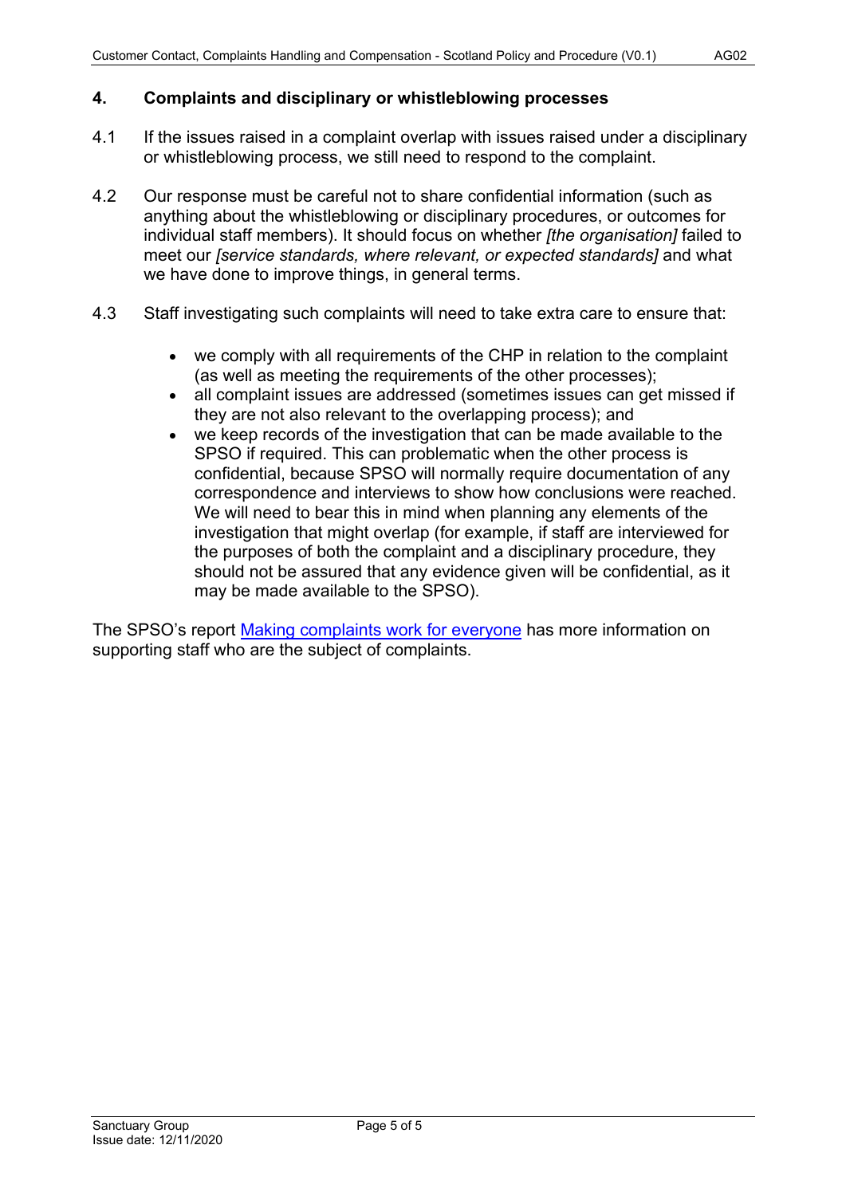## 4. Complaints and disciplinary or whistleblowing processes

4.1 If the issues raised in a complaint overlap with issues raised under a disciplinary or whistleblowing process, we still need to respond to the complaint.

4.2 Our response must be careful not to share confidential information (such as anything about the whistleblowing or disciplinary procedures, or outcomes for individual staff members). It should focus on whether *[the organisation]* failed to meet our *[service standards, where relevant, or expected standards]* and what we have done to improve things, in general terms.

4.3 Staff investigating such complaints will need to take extra care to ensure that:

- we comply with all requirements of the CHP in relation to the complaint (as well as meeting the requirements of the other processes);
- all complaint issues are addressed (sometimes issues can get missed if they are not also relevant to the overlapping process); and
- we keep records of the investigation that can be made available to the SPSO if required. This can problematic when the other process is confidential, because SPSO will normally require documentation of any correspondence and interviews to show how conclusions were reached. We will need to bear this in mind when planning any elements of the investigation that might overlap (for example, if staff are interviewed for the purposes of both the complaint and a disciplinary procedure, they should not be assured that any evidence given will be confidential, as it may be made available to the SPSO).

The SPSO's report [Making complaints work for everyone] has more information on supporting staff who are the subject of complaints.